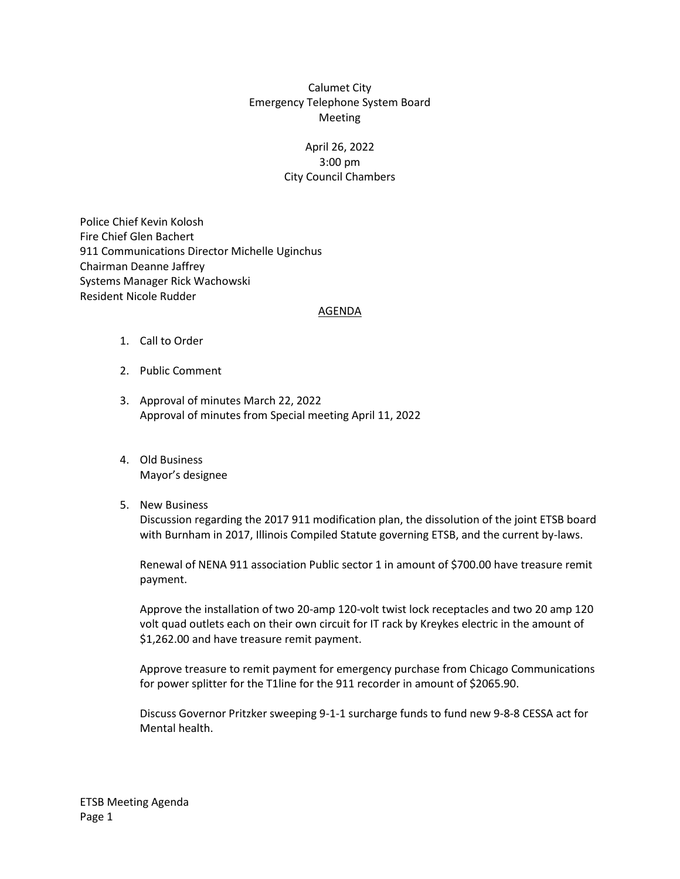# Calumet City
## Emergency Telephone System Board
## Meeting

April 26, 2022
3:00 pm
City Council Chambers

Police Chief Kevin Kolosh
Fire Chief Glen Bachert
911 Communications Director Michelle Uginchus
Chairman Deanne Jaffrey
Systems Manager Rick Wachowski
Resident Nicole Rudder

## AGENDA

1. Call to Order

2. Public Comment

3. Approval of minutes March 22, 2022
   Approval of minutes from Special meeting April 11, 2022

4. Old Business
   Mayor's designee

5. New Business
   Discussion regarding the 2017 911 modification plan, the dissolution of the joint ETSB board with Burnham in 2017, Illinois Compiled Statute governing ETSB, and the current by-laws.

   Renewal of NENA 911 association Public sector 1 in amount of $700.00 have treasure remit payment.

   Approve the installation of two 20-amp 120-volt twist lock receptacles and two 20 amp 120 volt quad outlets each on their own circuit for IT rack by Kreykes electric in the amount of $1,262.00 and have treasure remit payment.

   Approve treasure to remit payment for emergency purchase from Chicago Communications for power splitter for the T1line for the 911 recorder in amount of $2065.90.

   Discuss Governor Pritzker sweeping 9-1-1 surcharge funds to fund new 9-8-8 CESSA act for Mental health.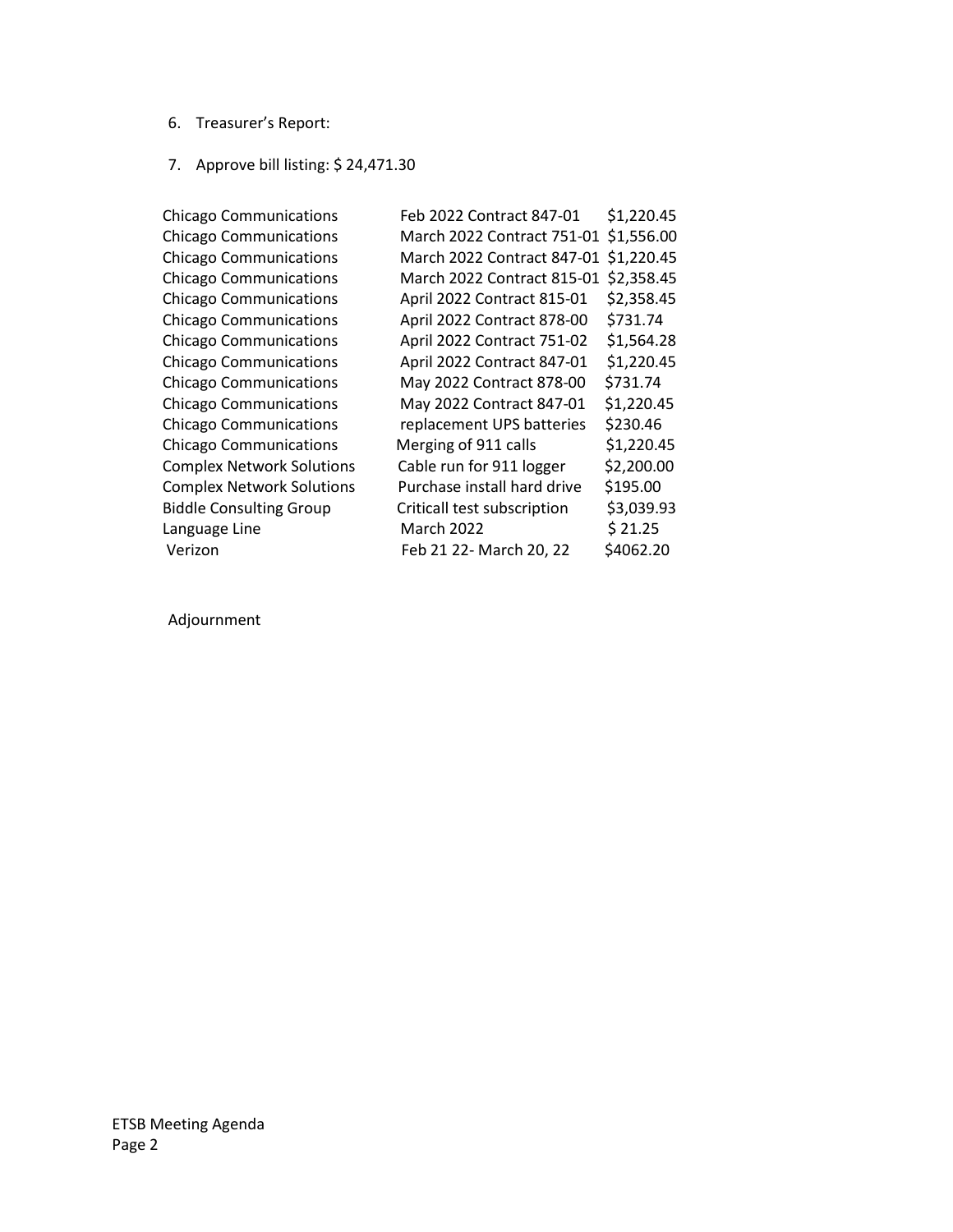6. Treasurer's Report:

7. Approve bill listing: $ 24,471.30

| | | |
|---|---|---|
| Chicago Communications | Feb 2022 Contract 847-01 | $1,220.45 |
| Chicago Communications | March 2022 Contract 751-01 | $1,556.00 |
| Chicago Communications | March 2022 Contract 847-01 | $1,220.45 |
| Chicago Communications | March 2022 Contract 815-01 | $2,358.45 |
| Chicago Communications | April 2022 Contract 815-01 | $2,358.45 |
| Chicago Communications | April 2022 Contract 878-00 | $731.74 |
| Chicago Communications | April 2022 Contract 751-02 | $1,564.28 |
| Chicago Communications | April 2022 Contract 847-01 | $1,220.45 |
| Chicago Communications | May 2022 Contract 878-00 | $731.74 |
| Chicago Communications | May 2022 Contract 847-01 | $1,220.45 |
| Chicago Communications | replacement UPS batteries | $230.46 |
| Chicago Communications | Merging of 911 calls | $1,220.45 |
| Complex Network Solutions | Cable run for 911 logger | $2,200.00 |
| Complex Network Solutions | Purchase install hard drive | $195.00 |
| Biddle Consulting Group | Criticall test subscription | $3,039.93 |
| Language Line | March 2022 | $ 21.25 |
| Verizon | Feb 21 22- March 20, 22 | $4062.20 |

Adjournment

ETSB Meeting Agenda